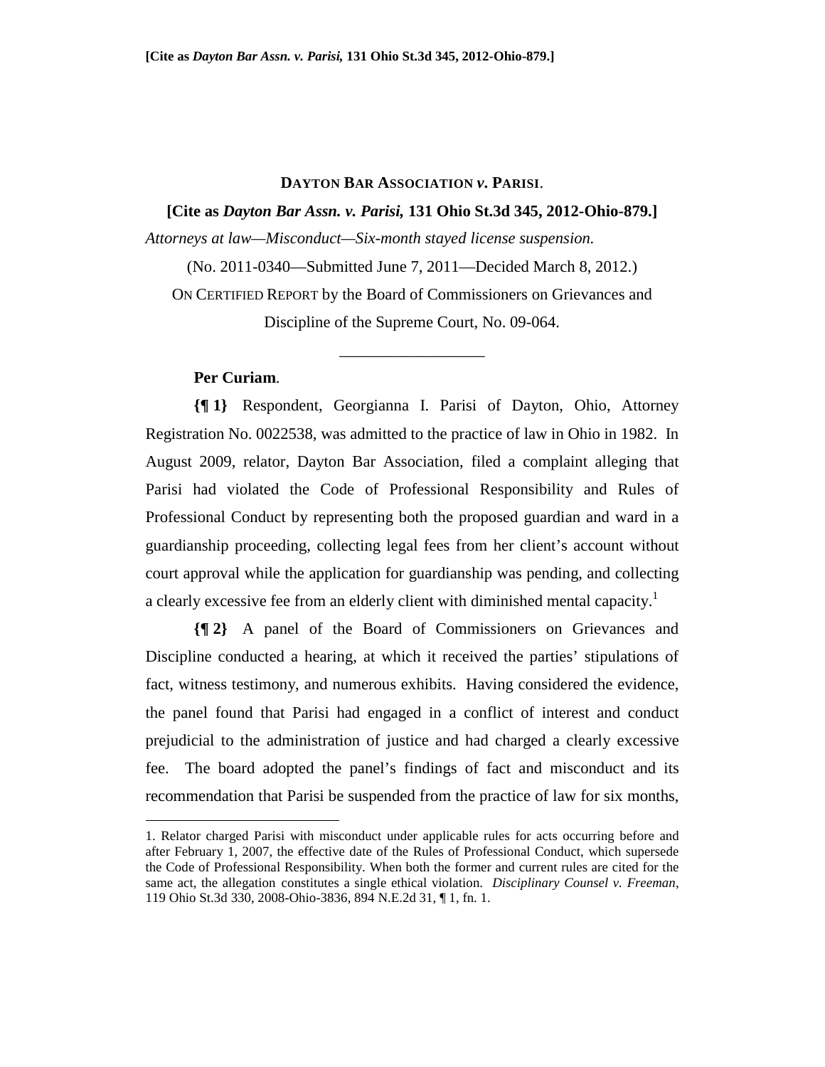**[Cite as *Dayton Bar Assn. v. Parisi,* 131 Ohio St.3d 345, 2012-Ohio-879.]**

# DAYTON BAR ASSOCIATION *v.* PARISI.

**[Cite as *Dayton Bar Assn. v. Parisi,* 131 Ohio St.3d 345, 2012-Ohio-879.]**

*Attorneys at law—Misconduct—Six-month stayed license suspension.*

(No. 2011-0340—Submitted June 7, 2011—Decided March 8, 2012.)

ON CERTIFIED REPORT by the Board of Commissioners on Grievances and Discipline of the Supreme Court, No. 09-064.

---

**Per Curiam.**

**{¶ 1}** Respondent, Georgianna I. Parisi of Dayton, Ohio, Attorney Registration No. 0022538, was admitted to the practice of law in Ohio in 1982. In August 2009, relator, Dayton Bar Association, filed a complaint alleging that Parisi had violated the Code of Professional Responsibility and Rules of Professional Conduct by representing both the proposed guardian and ward in a guardianship proceeding, collecting legal fees from her client's account without court approval while the application for guardianship was pending, and collecting a clearly excessive fee from an elderly client with diminished mental capacity.[1]

**{¶ 2}** A panel of the Board of Commissioners on Grievances and Discipline conducted a hearing, at which it received the parties' stipulations of fact, witness testimony, and numerous exhibits. Having considered the evidence, the panel found that Parisi had engaged in a conflict of interest and conduct prejudicial to the administration of justice and had charged a clearly excessive fee. The board adopted the panel's findings of fact and misconduct and its recommendation that Parisi be suspended from the practice of law for six months,

---

1. Relator charged Parisi with misconduct under applicable rules for acts occurring before and after February 1, 2007, the effective date of the Rules of Professional Conduct, which supersede the Code of Professional Responsibility. When both the former and current rules are cited for the same act, the allegation constitutes a single ethical violation. *Disciplinary Counsel v. Freeman*, 119 Ohio St.3d 330, 2008-Ohio-3836, 894 N.E.2d 31, ¶ 1, fn. 1.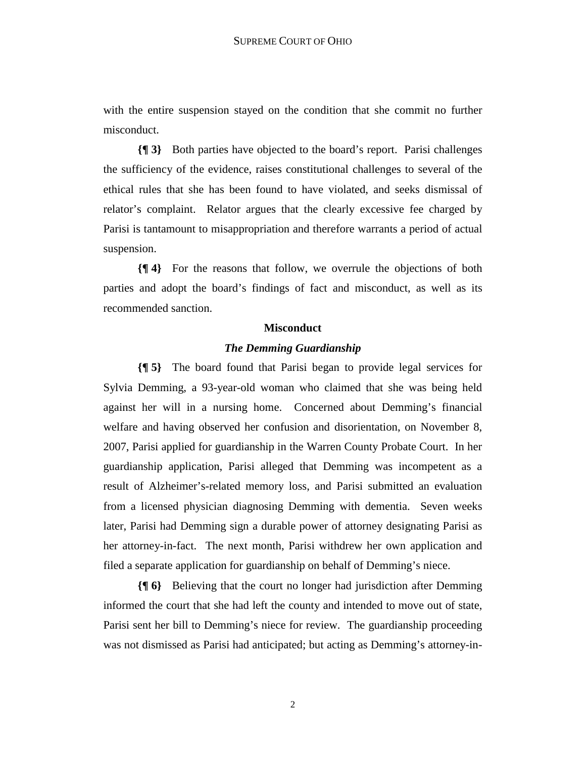with the entire suspension stayed on the condition that she commit no further misconduct.

**{¶ 3}** Both parties have objected to the board's report. Parisi challenges the sufficiency of the evidence, raises constitutional challenges to several of the ethical rules that she has been found to have violated, and seeks dismissal of relator's complaint. Relator argues that the clearly excessive fee charged by Parisi is tantamount to misappropriation and therefore warrants a period of actual suspension.

**{¶ 4}** For the reasons that follow, we overrule the objections of both parties and adopt the board's findings of fact and misconduct, as well as its recommended sanction.

## Misconduct

### *The Demming Guardianship*

**{¶ 5}** The board found that Parisi began to provide legal services for Sylvia Demming, a 93-year-old woman who claimed that she was being held against her will in a nursing home. Concerned about Demming's financial welfare and having observed her confusion and disorientation, on November 8, 2007, Parisi applied for guardianship in the Warren County Probate Court. In her guardianship application, Parisi alleged that Demming was incompetent as a result of Alzheimer's-related memory loss, and Parisi submitted an evaluation from a licensed physician diagnosing Demming with dementia. Seven weeks later, Parisi had Demming sign a durable power of attorney designating Parisi as her attorney-in-fact. The next month, Parisi withdrew her own application and filed a separate application for guardianship on behalf of Demming's niece.

**{¶ 6}** Believing that the court no longer had jurisdiction after Demming informed the court that she had left the county and intended to move out of state, Parisi sent her bill to Demming's niece for review. The guardianship proceeding was not dismissed as Parisi had anticipated; but acting as Demming's attorney-in-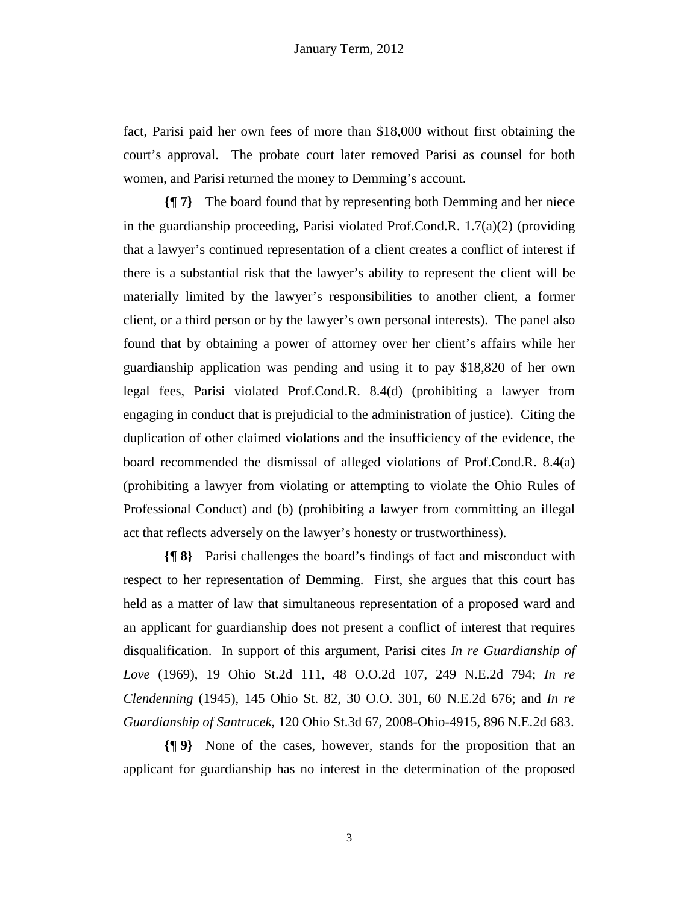fact, Parisi paid her own fees of more than $18,000 without first obtaining the court's approval. The probate court later removed Parisi as counsel for both women, and Parisi returned the money to Demming's account.

**{¶ 7}** The board found that by representing both Demming and her niece in the guardianship proceeding, Parisi violated Prof.Cond.R. 1.7(a)(2) (providing that a lawyer's continued representation of a client creates a conflict of interest if there is a substantial risk that the lawyer's ability to represent the client will be materially limited by the lawyer's responsibilities to another client, a former client, or a third person or by the lawyer's own personal interests). The panel also found that by obtaining a power of attorney over her client's affairs while her guardianship application was pending and using it to pay $18,820 of her own legal fees, Parisi violated Prof.Cond.R. 8.4(d) (prohibiting a lawyer from engaging in conduct that is prejudicial to the administration of justice). Citing the duplication of other claimed violations and the insufficiency of the evidence, the board recommended the dismissal of alleged violations of Prof.Cond.R. 8.4(a) (prohibiting a lawyer from violating or attempting to violate the Ohio Rules of Professional Conduct) and (b) (prohibiting a lawyer from committing an illegal act that reflects adversely on the lawyer's honesty or trustworthiness).

**{¶ 8}** Parisi challenges the board's findings of fact and misconduct with respect to her representation of Demming. First, she argues that this court has held as a matter of law that simultaneous representation of a proposed ward and an applicant for guardianship does not present a conflict of interest that requires disqualification. In support of this argument, Parisi cites *In re Guardianship of Love* (1969), 19 Ohio St.2d 111, 48 O.O.2d 107, 249 N.E.2d 794; *In re Clendenning* (1945), 145 Ohio St. 82, 30 O.O. 301, 60 N.E.2d 676; and *In re Guardianship of Santrucek*, 120 Ohio St.3d 67, 2008-Ohio-4915, 896 N.E.2d 683.

**{¶ 9}** None of the cases, however, stands for the proposition that an applicant for guardianship has no interest in the determination of the proposed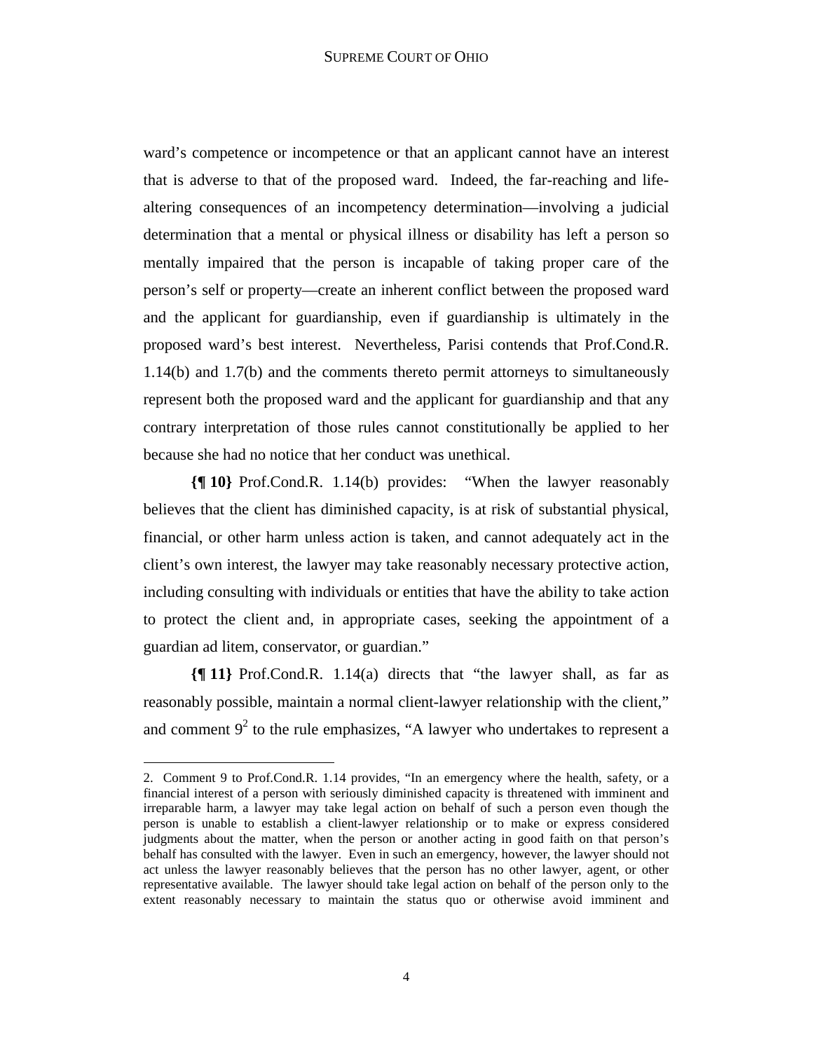ward's competence or incompetence or that an applicant cannot have an interest that is adverse to that of the proposed ward. Indeed, the far-reaching and life-altering consequences of an incompetency determination—involving a judicial determination that a mental or physical illness or disability has left a person so mentally impaired that the person is incapable of taking proper care of the person's self or property—create an inherent conflict between the proposed ward and the applicant for guardianship, even if guardianship is ultimately in the proposed ward's best interest. Nevertheless, Parisi contends that Prof.Cond.R. 1.14(b) and 1.7(b) and the comments thereto permit attorneys to simultaneously represent both the proposed ward and the applicant for guardianship and that any contrary interpretation of those rules cannot constitutionally be applied to her because she had no notice that her conduct was unethical.

**{¶ 10}** Prof.Cond.R. 1.14(b) provides: "When the lawyer reasonably believes that the client has diminished capacity, is at risk of substantial physical, financial, or other harm unless action is taken, and cannot adequately act in the client's own interest, the lawyer may take reasonably necessary protective action, including consulting with individuals or entities that have the ability to take action to protect the client and, in appropriate cases, seeking the appointment of a guardian ad litem, conservator, or guardian."

**{¶ 11}** Prof.Cond.R. 1.14(a) directs that "the lawyer shall, as far as reasonably possible, maintain a normal client-lawyer relationship with the client," and comment 9[2] to the rule emphasizes, "A lawyer who undertakes to represent a

2. Comment 9 to Prof.Cond.R. 1.14 provides, "In an emergency where the health, safety, or a financial interest of a person with seriously diminished capacity is threatened with imminent and irreparable harm, a lawyer may take legal action on behalf of such a person even though the person is unable to establish a client-lawyer relationship or to make or express considered judgments about the matter, when the person or another acting in good faith on that person's behalf has consulted with the lawyer. Even in such an emergency, however, the lawyer should not act unless the lawyer reasonably believes that the person has no other lawyer, agent, or other representative available. The lawyer should take legal action on behalf of the person only to the extent reasonably necessary to maintain the status quo or otherwise avoid imminent and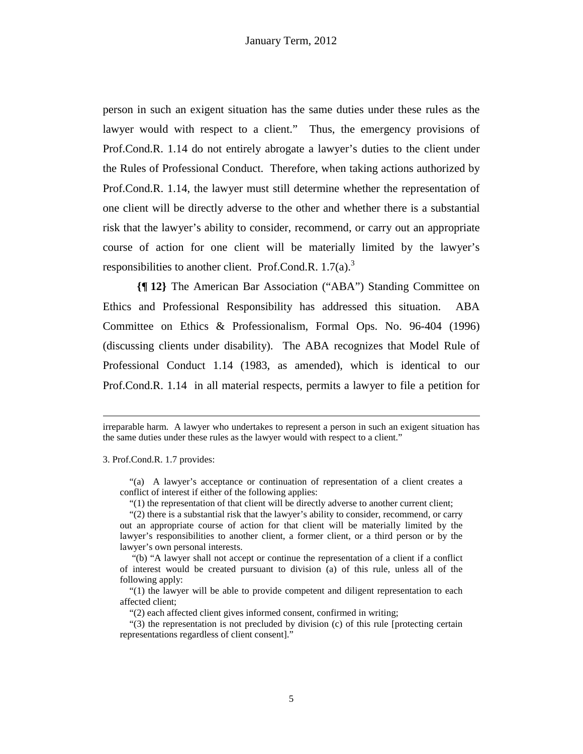person in such an exigent situation has the same duties under these rules as the lawyer would with respect to a client." Thus, the emergency provisions of Prof.Cond.R. 1.14 do not entirely abrogate a lawyer's duties to the client under the Rules of Professional Conduct. Therefore, when taking actions authorized by Prof.Cond.R. 1.14, the lawyer must still determine whether the representation of one client will be directly adverse to the other and whether there is a substantial risk that the lawyer's ability to consider, recommend, or carry out an appropriate course of action for one client will be materially limited by the lawyer's responsibilities to another client. Prof.Cond.R. 1.7(a).[3]

**{¶ 12}** The American Bar Association ("ABA") Standing Committee on Ethics and Professional Responsibility has addressed this situation. ABA Committee on Ethics & Professionalism, Formal Ops. No. 96-404 (1996) (discussing clients under disability). The ABA recognizes that Model Rule of Professional Conduct 1.14 (1983, as amended), which is identical to our Prof.Cond.R. 1.14 in all material respects, permits a lawyer to file a petition for

---

irreparable harm. A lawyer who undertakes to represent a person in such an exigent situation has the same duties under these rules as the lawyer would with respect to a client."

3. Prof.Cond.R. 1.7 provides:

> "(a) A lawyer's acceptance or continuation of representation of a client creates a conflict of interest if either of the following applies:
>
> "(1) the representation of that client will be directly adverse to another current client;
>
> "(2) there is a substantial risk that the lawyer's ability to consider, recommend, or carry out an appropriate course of action for that client will be materially limited by the lawyer's responsibilities to another client, a former client, or a third person or by the lawyer's own personal interests.
>
> "(b) "A lawyer shall not accept or continue the representation of a client if a conflict of interest would be created pursuant to division (a) of this rule, unless all of the following apply:
>
> "(1) the lawyer will be able to provide competent and diligent representation to each affected client;
>
> "(2) each affected client gives informed consent, confirmed in writing;
>
> "(3) the representation is not precluded by division (c) of this rule [protecting certain representations regardless of client consent]."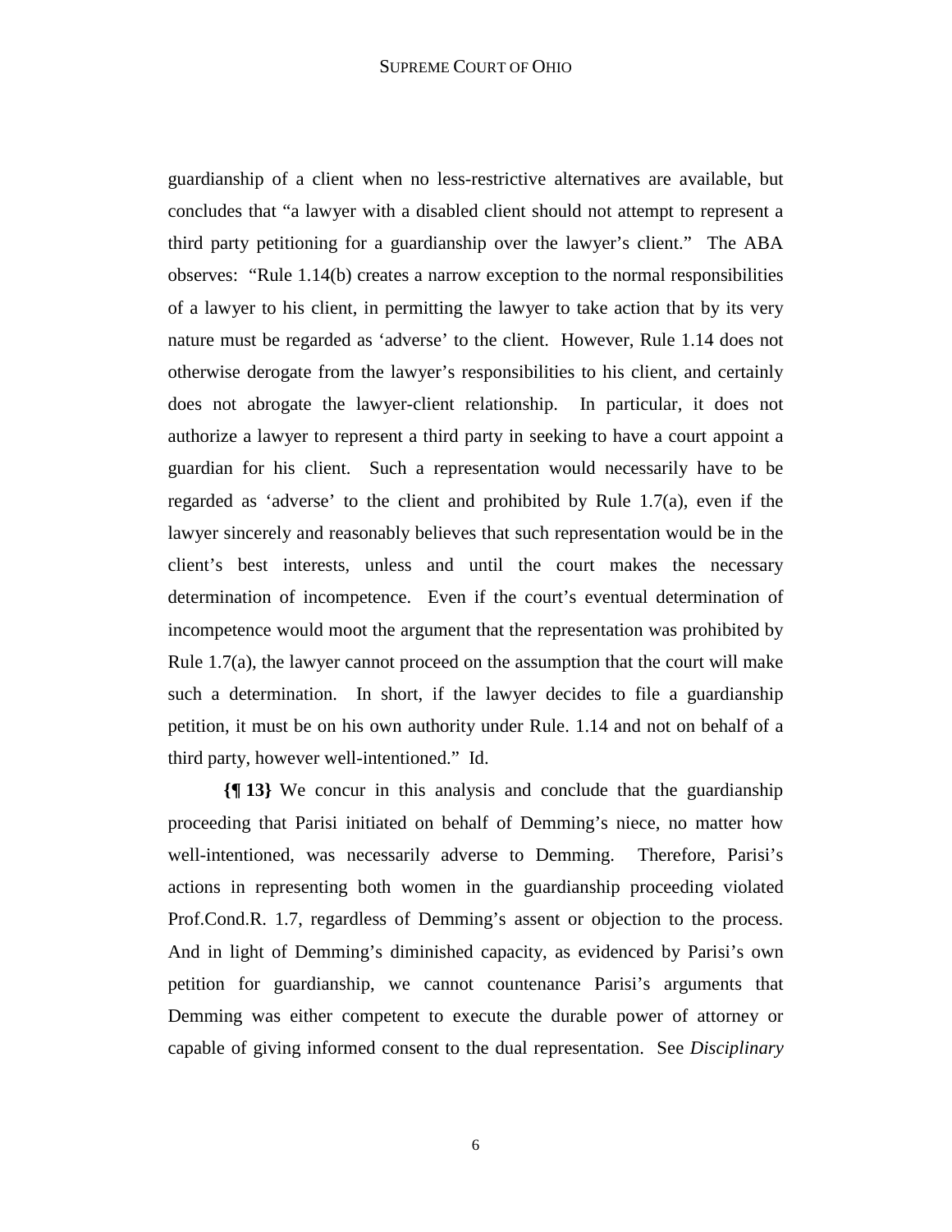guardianship of a client when no less-restrictive alternatives are available, but concludes that "a lawyer with a disabled client should not attempt to represent a third party petitioning for a guardianship over the lawyer's client." The ABA observes: "Rule 1.14(b) creates a narrow exception to the normal responsibilities of a lawyer to his client, in permitting the lawyer to take action that by its very nature must be regarded as 'adverse' to the client. However, Rule 1.14 does not otherwise derogate from the lawyer's responsibilities to his client, and certainly does not abrogate the lawyer-client relationship. In particular, it does not authorize a lawyer to represent a third party in seeking to have a court appoint a guardian for his client. Such a representation would necessarily have to be regarded as 'adverse' to the client and prohibited by Rule 1.7(a), even if the lawyer sincerely and reasonably believes that such representation would be in the client's best interests, unless and until the court makes the necessary determination of incompetence. Even if the court's eventual determination of incompetence would moot the argument that the representation was prohibited by Rule 1.7(a), the lawyer cannot proceed on the assumption that the court will make such a determination. In short, if the lawyer decides to file a guardianship petition, it must be on his own authority under Rule. 1.14 and not on behalf of a third party, however well-intentioned." Id.

**{¶ 13}** We concur in this analysis and conclude that the guardianship proceeding that Parisi initiated on behalf of Demming's niece, no matter how well-intentioned, was necessarily adverse to Demming. Therefore, Parisi's actions in representing both women in the guardianship proceeding violated Prof.Cond.R. 1.7, regardless of Demming's assent or objection to the process. And in light of Demming's diminished capacity, as evidenced by Parisi's own petition for guardianship, we cannot countenance Parisi's arguments that Demming was either competent to execute the durable power of attorney or capable of giving informed consent to the dual representation. See *Disciplinary*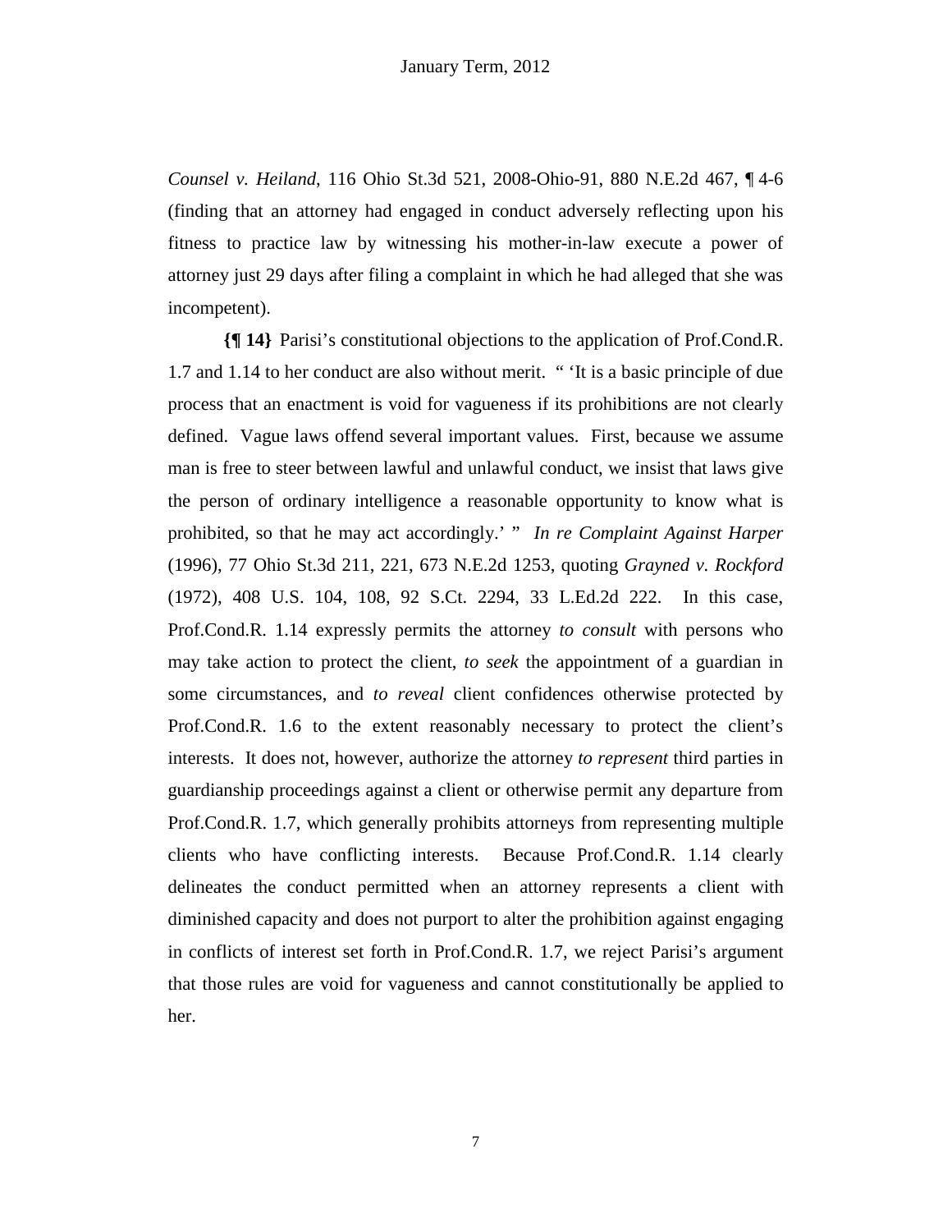*Counsel v. Heiland*, 116 Ohio St.3d 521, 2008-Ohio-91, 880 N.E.2d 467, ¶ 4-6 (finding that an attorney had engaged in conduct adversely reflecting upon his fitness to practice law by witnessing his mother-in-law execute a power of attorney just 29 days after filing a complaint in which he had alleged that she was incompetent).

**{¶ 14}** Parisi's constitutional objections to the application of Prof.Cond.R. 1.7 and 1.14 to her conduct are also without merit. " 'It is a basic principle of due process that an enactment is void for vagueness if its prohibitions are not clearly defined. Vague laws offend several important values. First, because we assume man is free to steer between lawful and unlawful conduct, we insist that laws give the person of ordinary intelligence a reasonable opportunity to know what is prohibited, so that he may act accordingly.' " *In re Complaint Against Harper* (1996), 77 Ohio St.3d 211, 221, 673 N.E.2d 1253, quoting *Grayned v. Rockford* (1972), 408 U.S. 104, 108, 92 S.Ct. 2294, 33 L.Ed.2d 222. In this case, Prof.Cond.R. 1.14 expressly permits the attorney *to consult* with persons who may take action to protect the client, *to seek* the appointment of a guardian in some circumstances, and *to reveal* client confidences otherwise protected by Prof.Cond.R. 1.6 to the extent reasonably necessary to protect the client's interests. It does not, however, authorize the attorney *to represent* third parties in guardianship proceedings against a client or otherwise permit any departure from Prof.Cond.R. 1.7, which generally prohibits attorneys from representing multiple clients who have conflicting interests. Because Prof.Cond.R. 1.14 clearly delineates the conduct permitted when an attorney represents a client with diminished capacity and does not purport to alter the prohibition against engaging in conflicts of interest set forth in Prof.Cond.R. 1.7, we reject Parisi's argument that those rules are void for vagueness and cannot constitutionally be applied to her.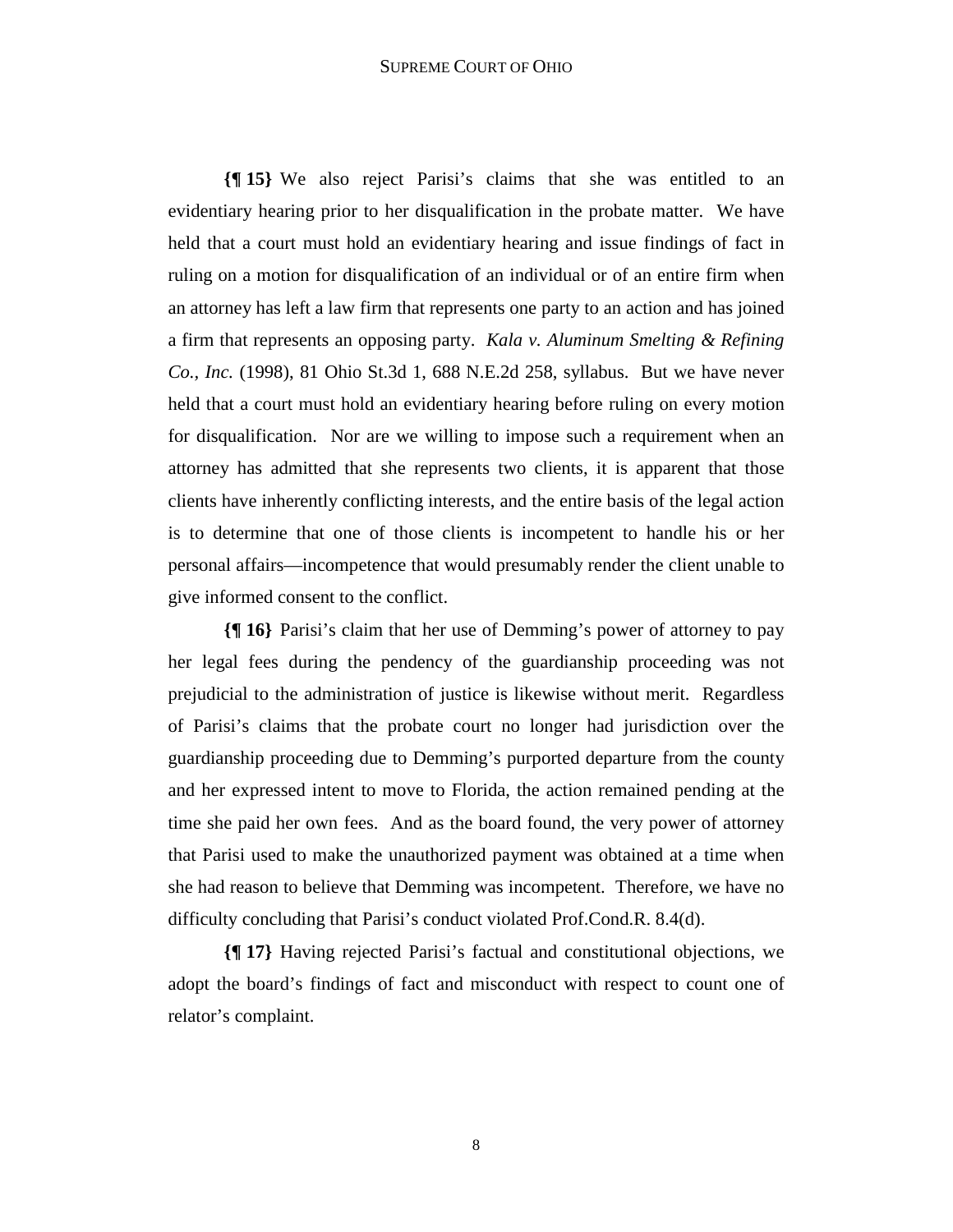**{¶ 15}** We also reject Parisi's claims that she was entitled to an evidentiary hearing prior to her disqualification in the probate matter. We have held that a court must hold an evidentiary hearing and issue findings of fact in ruling on a motion for disqualification of an individual or of an entire firm when an attorney has left a law firm that represents one party to an action and has joined a firm that represents an opposing party. *Kala v. Aluminum Smelting & Refining Co., Inc.* (1998), 81 Ohio St.3d 1, 688 N.E.2d 258, syllabus. But we have never held that a court must hold an evidentiary hearing before ruling on every motion for disqualification. Nor are we willing to impose such a requirement when an attorney has admitted that she represents two clients, it is apparent that those clients have inherently conflicting interests, and the entire basis of the legal action is to determine that one of those clients is incompetent to handle his or her personal affairs—incompetence that would presumably render the client unable to give informed consent to the conflict.

**{¶ 16}** Parisi's claim that her use of Demming's power of attorney to pay her legal fees during the pendency of the guardianship proceeding was not prejudicial to the administration of justice is likewise without merit. Regardless of Parisi's claims that the probate court no longer had jurisdiction over the guardianship proceeding due to Demming's purported departure from the county and her expressed intent to move to Florida, the action remained pending at the time she paid her own fees. And as the board found, the very power of attorney that Parisi used to make the unauthorized payment was obtained at a time when she had reason to believe that Demming was incompetent. Therefore, we have no difficulty concluding that Parisi's conduct violated Prof.Cond.R. 8.4(d).

**{¶ 17}** Having rejected Parisi's factual and constitutional objections, we adopt the board's findings of fact and misconduct with respect to count one of relator's complaint.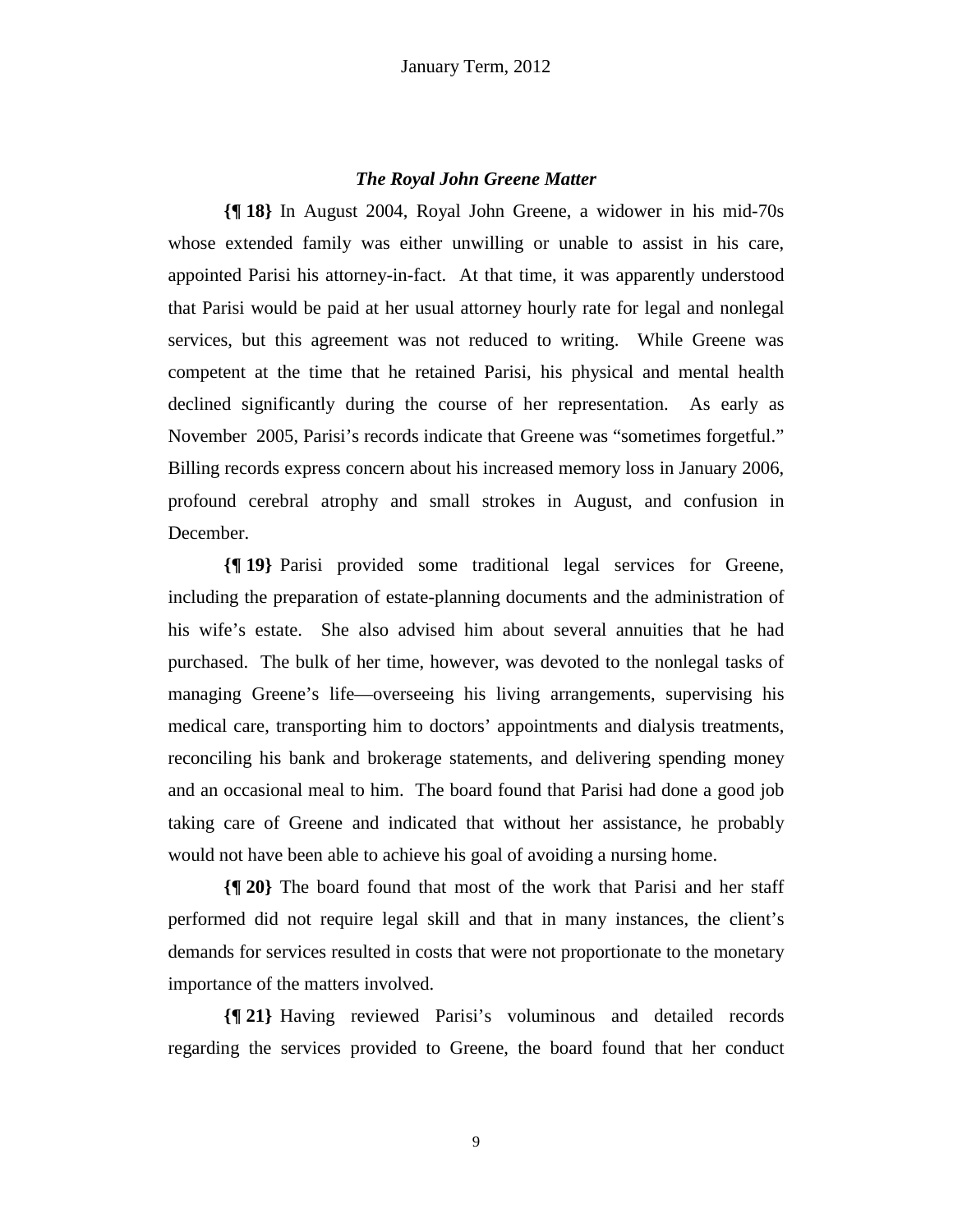### *The Royal John Greene Matter*

**{¶ 18}** In August 2004, Royal John Greene, a widower in his mid-70s whose extended family was either unwilling or unable to assist in his care, appointed Parisi his attorney-in-fact. At that time, it was apparently understood that Parisi would be paid at her usual attorney hourly rate for legal and nonlegal services, but this agreement was not reduced to writing. While Greene was competent at the time that he retained Parisi, his physical and mental health declined significantly during the course of her representation. As early as November 2005, Parisi's records indicate that Greene was "sometimes forgetful." Billing records express concern about his increased memory loss in January 2006, profound cerebral atrophy and small strokes in August, and confusion in December.

**{¶ 19}** Parisi provided some traditional legal services for Greene, including the preparation of estate-planning documents and the administration of his wife's estate. She also advised him about several annuities that he had purchased. The bulk of her time, however, was devoted to the nonlegal tasks of managing Greene's life—overseeing his living arrangements, supervising his medical care, transporting him to doctors' appointments and dialysis treatments, reconciling his bank and brokerage statements, and delivering spending money and an occasional meal to him. The board found that Parisi had done a good job taking care of Greene and indicated that without her assistance, he probably would not have been able to achieve his goal of avoiding a nursing home.

**{¶ 20}** The board found that most of the work that Parisi and her staff performed did not require legal skill and that in many instances, the client's demands for services resulted in costs that were not proportionate to the monetary importance of the matters involved.

**{¶ 21}** Having reviewed Parisi's voluminous and detailed records regarding the services provided to Greene, the board found that her conduct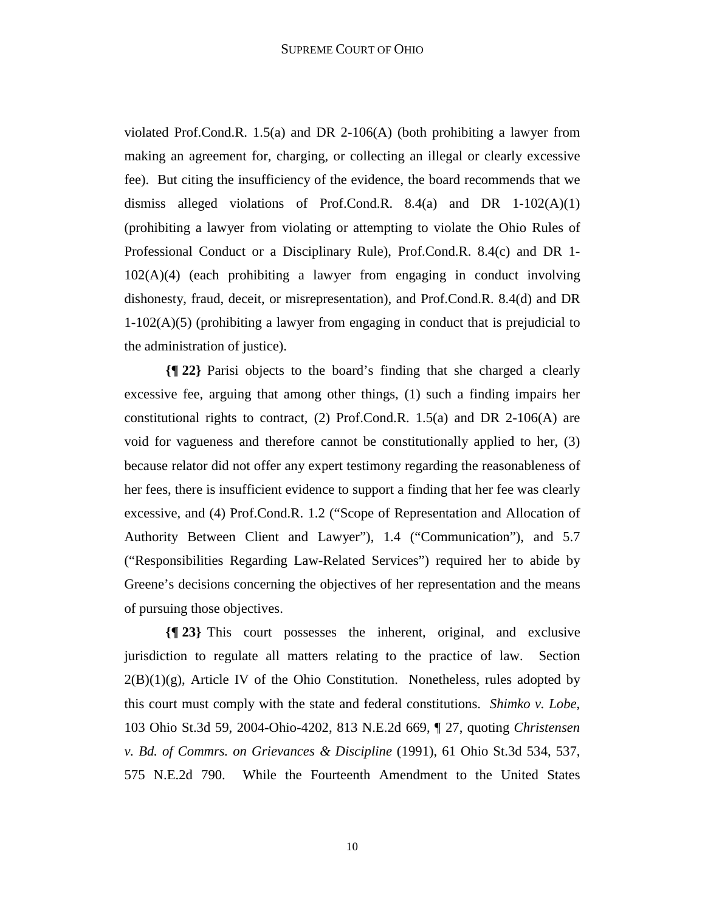violated Prof.Cond.R. 1.5(a) and DR 2-106(A) (both prohibiting a lawyer from making an agreement for, charging, or collecting an illegal or clearly excessive fee). But citing the insufficiency of the evidence, the board recommends that we dismiss alleged violations of Prof.Cond.R. 8.4(a) and DR 1-102(A)(1) (prohibiting a lawyer from violating or attempting to violate the Ohio Rules of Professional Conduct or a Disciplinary Rule), Prof.Cond.R. 8.4(c) and DR 1-102(A)(4) (each prohibiting a lawyer from engaging in conduct involving dishonesty, fraud, deceit, or misrepresentation), and Prof.Cond.R. 8.4(d) and DR 1-102(A)(5) (prohibiting a lawyer from engaging in conduct that is prejudicial to the administration of justice).

**{¶ 22}** Parisi objects to the board's finding that she charged a clearly excessive fee, arguing that among other things, (1) such a finding impairs her constitutional rights to contract, (2) Prof.Cond.R. 1.5(a) and DR 2-106(A) are void for vagueness and therefore cannot be constitutionally applied to her, (3) because relator did not offer any expert testimony regarding the reasonableness of her fees, there is insufficient evidence to support a finding that her fee was clearly excessive, and (4) Prof.Cond.R. 1.2 ("Scope of Representation and Allocation of Authority Between Client and Lawyer"), 1.4 ("Communication"), and 5.7 ("Responsibilities Regarding Law-Related Services") required her to abide by Greene's decisions concerning the objectives of her representation and the means of pursuing those objectives.

**{¶ 23}** This court possesses the inherent, original, and exclusive jurisdiction to regulate all matters relating to the practice of law. Section 2(B)(1)(g), Article IV of the Ohio Constitution. Nonetheless, rules adopted by this court must comply with the state and federal constitutions. *Shimko v. Lobe*, 103 Ohio St.3d 59, 2004-Ohio-4202, 813 N.E.2d 669, ¶ 27, quoting *Christensen v. Bd. of Commrs. on Grievances & Discipline* (1991), 61 Ohio St.3d 534, 537, 575 N.E.2d 790. While the Fourteenth Amendment to the United States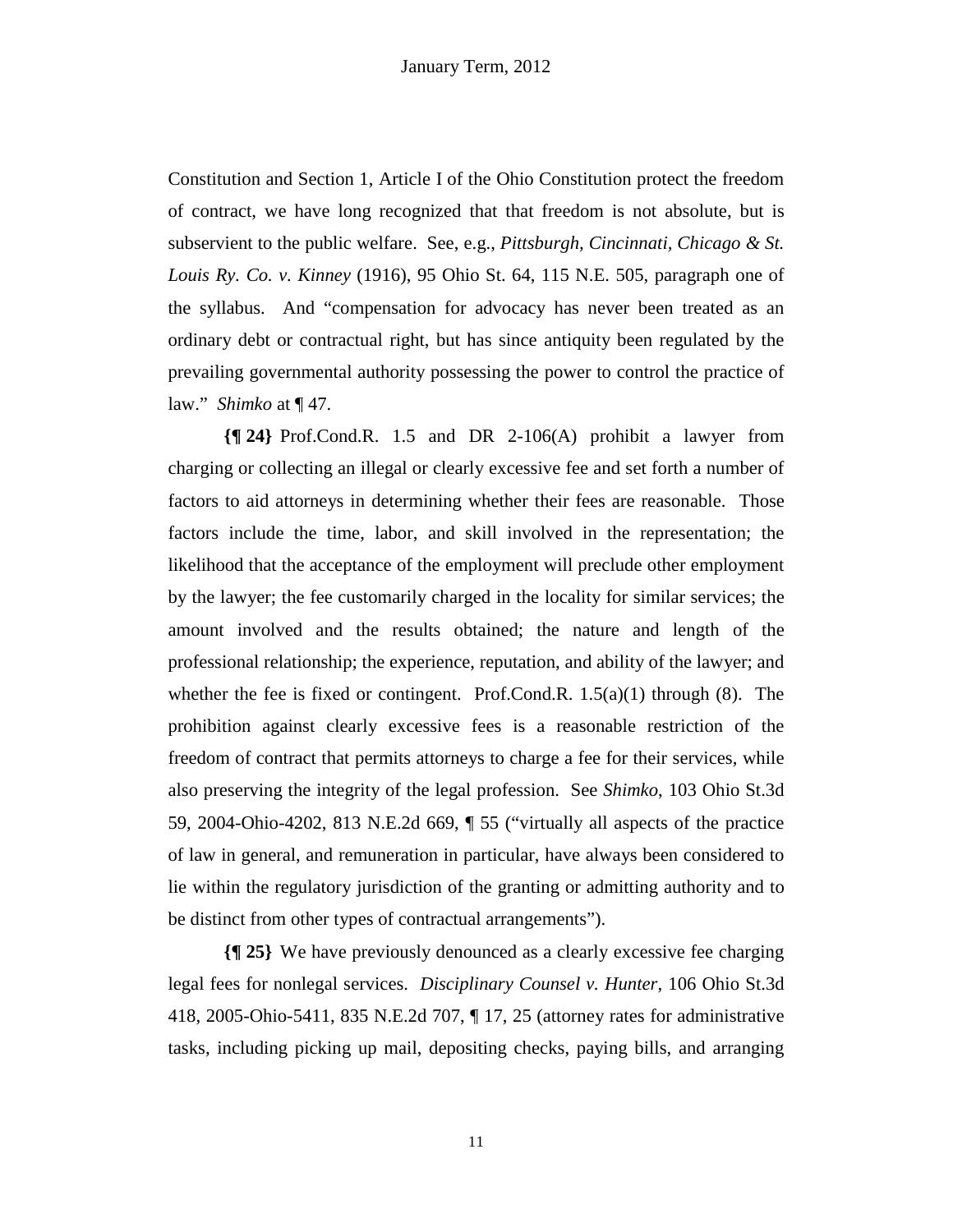Constitution and Section 1, Article I of the Ohio Constitution protect the freedom of contract, we have long recognized that that freedom is not absolute, but is subservient to the public welfare. See, e.g., *Pittsburgh, Cincinnati, Chicago & St. Louis Ry. Co. v. Kinney* (1916), 95 Ohio St. 64, 115 N.E. 505, paragraph one of the syllabus. And "compensation for advocacy has never been treated as an ordinary debt or contractual right, but has since antiquity been regulated by the prevailing governmental authority possessing the power to control the practice of law." *Shimko* at ¶ 47.

**{¶ 24}** Prof.Cond.R. 1.5 and DR 2-106(A) prohibit a lawyer from charging or collecting an illegal or clearly excessive fee and set forth a number of factors to aid attorneys in determining whether their fees are reasonable. Those factors include the time, labor, and skill involved in the representation; the likelihood that the acceptance of the employment will preclude other employment by the lawyer; the fee customarily charged in the locality for similar services; the amount involved and the results obtained; the nature and length of the professional relationship; the experience, reputation, and ability of the lawyer; and whether the fee is fixed or contingent. Prof.Cond.R. 1.5(a)(1) through (8). The prohibition against clearly excessive fees is a reasonable restriction of the freedom of contract that permits attorneys to charge a fee for their services, while also preserving the integrity of the legal profession. See *Shimko*, 103 Ohio St.3d 59, 2004-Ohio-4202, 813 N.E.2d 669, ¶ 55 ("virtually all aspects of the practice of law in general, and remuneration in particular, have always been considered to lie within the regulatory jurisdiction of the granting or admitting authority and to be distinct from other types of contractual arrangements").

**{¶ 25}** We have previously denounced as a clearly excessive fee charging legal fees for nonlegal services. *Disciplinary Counsel v. Hunter*, 106 Ohio St.3d 418, 2005-Ohio-5411, 835 N.E.2d 707, ¶ 17, 25 (attorney rates for administrative tasks, including picking up mail, depositing checks, paying bills, and arranging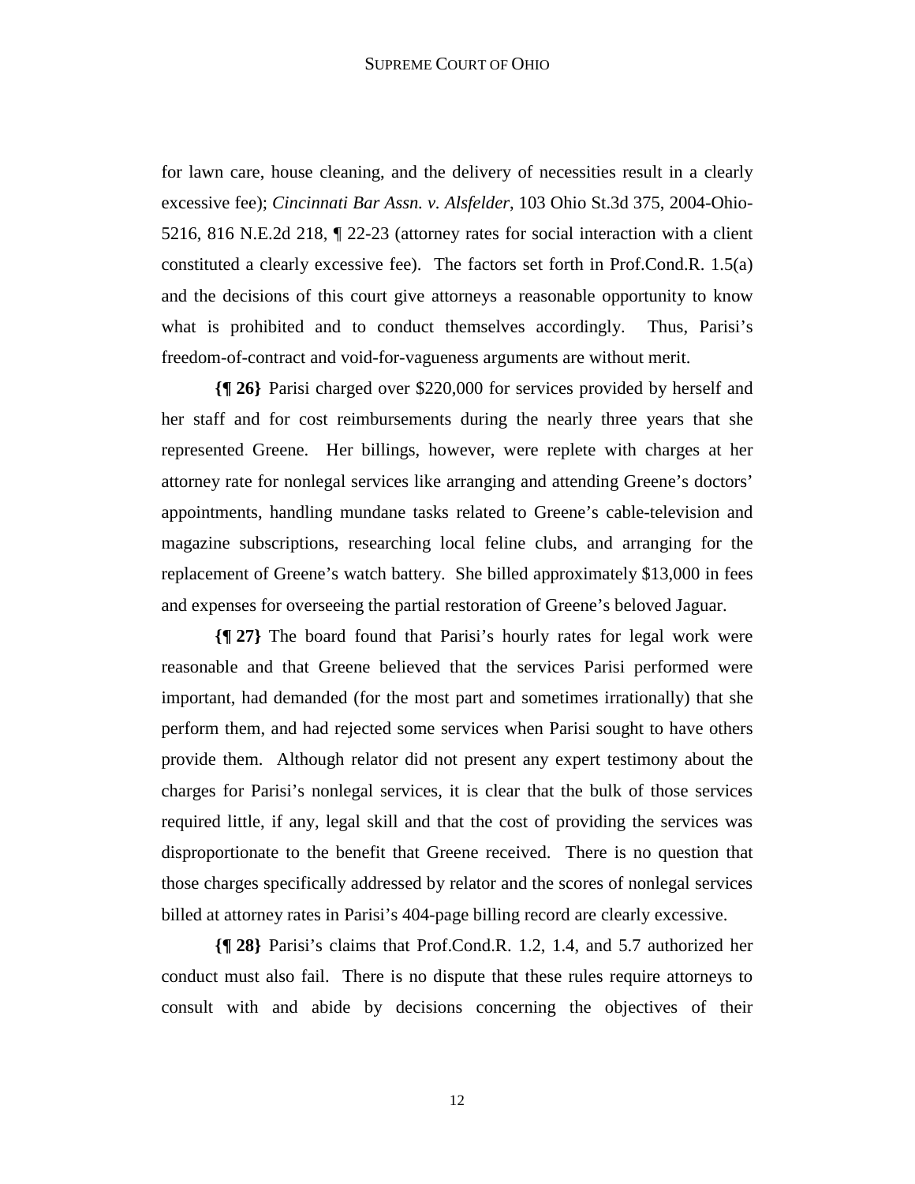for lawn care, house cleaning, and the delivery of necessities result in a clearly excessive fee); *Cincinnati Bar Assn. v. Alsfelder*, 103 Ohio St.3d 375, 2004-Ohio-5216, 816 N.E.2d 218, ¶ 22-23 (attorney rates for social interaction with a client constituted a clearly excessive fee). The factors set forth in Prof.Cond.R. 1.5(a) and the decisions of this court give attorneys a reasonable opportunity to know what is prohibited and to conduct themselves accordingly. Thus, Parisi's freedom-of-contract and void-for-vagueness arguments are without merit.

**{¶ 26}** Parisi charged over $220,000 for services provided by herself and her staff and for cost reimbursements during the nearly three years that she represented Greene. Her billings, however, were replete with charges at her attorney rate for nonlegal services like arranging and attending Greene's doctors' appointments, handling mundane tasks related to Greene's cable-television and magazine subscriptions, researching local feline clubs, and arranging for the replacement of Greene's watch battery. She billed approximately $13,000 in fees and expenses for overseeing the partial restoration of Greene's beloved Jaguar.

**{¶ 27}** The board found that Parisi's hourly rates for legal work were reasonable and that Greene believed that the services Parisi performed were important, had demanded (for the most part and sometimes irrationally) that she perform them, and had rejected some services when Parisi sought to have others provide them. Although relator did not present any expert testimony about the charges for Parisi's nonlegal services, it is clear that the bulk of those services required little, if any, legal skill and that the cost of providing the services was disproportionate to the benefit that Greene received. There is no question that those charges specifically addressed by relator and the scores of nonlegal services billed at attorney rates in Parisi's 404-page billing record are clearly excessive.

**{¶ 28}** Parisi's claims that Prof.Cond.R. 1.2, 1.4, and 5.7 authorized her conduct must also fail. There is no dispute that these rules require attorneys to consult with and abide by decisions concerning the objectives of their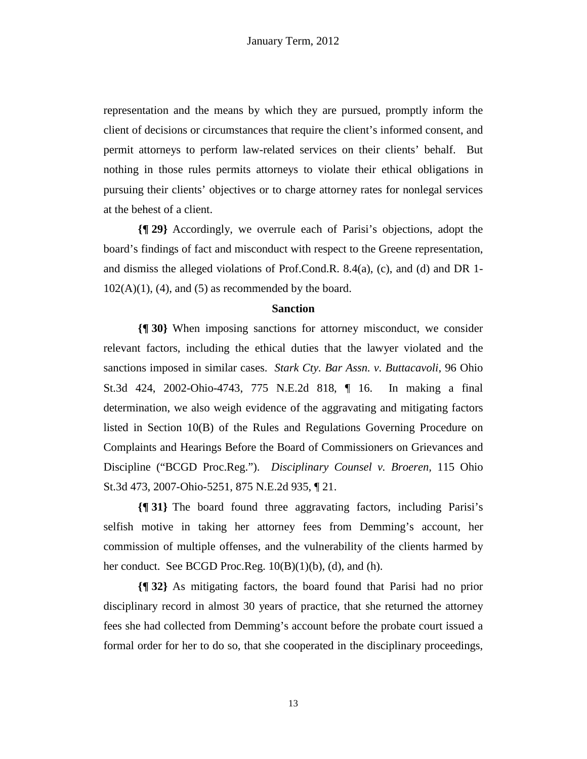representation and the means by which they are pursued, promptly inform the client of decisions or circumstances that require the client's informed consent, and permit attorneys to perform law-related services on their clients' behalf. But nothing in those rules permits attorneys to violate their ethical obligations in pursuing their clients' objectives or to charge attorney rates for nonlegal services at the behest of a client.

**{¶ 29}** Accordingly, we overrule each of Parisi's objections, adopt the board's findings of fact and misconduct with respect to the Greene representation, and dismiss the alleged violations of Prof.Cond.R. 8.4(a), (c), and (d) and DR 1-102(A)(1), (4), and (5) as recommended by the board.

## Sanction

**{¶ 30}** When imposing sanctions for attorney misconduct, we consider relevant factors, including the ethical duties that the lawyer violated and the sanctions imposed in similar cases. *Stark Cty. Bar Assn. v. Buttacavoli*, 96 Ohio St.3d 424, 2002-Ohio-4743, 775 N.E.2d 818, ¶ 16. In making a final determination, we also weigh evidence of the aggravating and mitigating factors listed in Section 10(B) of the Rules and Regulations Governing Procedure on Complaints and Hearings Before the Board of Commissioners on Grievances and Discipline ("BCGD Proc.Reg."). *Disciplinary Counsel v. Broeren*, 115 Ohio St.3d 473, 2007-Ohio-5251, 875 N.E.2d 935, ¶ 21.

**{¶ 31}** The board found three aggravating factors, including Parisi's selfish motive in taking her attorney fees from Demming's account, her commission of multiple offenses, and the vulnerability of the clients harmed by her conduct. See BCGD Proc.Reg. 10(B)(1)(b), (d), and (h).

**{¶ 32}** As mitigating factors, the board found that Parisi had no prior disciplinary record in almost 30 years of practice, that she returned the attorney fees she had collected from Demming's account before the probate court issued a formal order for her to do so, that she cooperated in the disciplinary proceedings,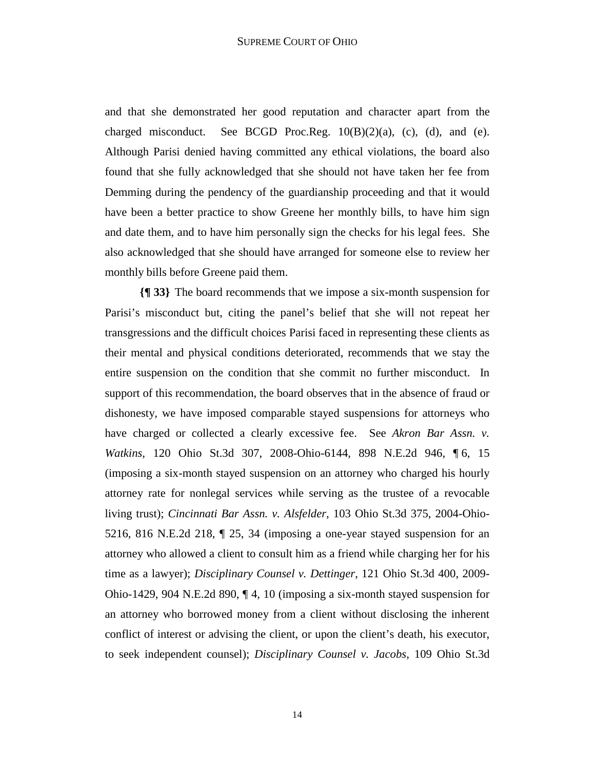and that she demonstrated her good reputation and character apart from the charged misconduct. See BCGD Proc.Reg. 10(B)(2)(a), (c), (d), and (e). Although Parisi denied having committed any ethical violations, the board also found that she fully acknowledged that she should not have taken her fee from Demming during the pendency of the guardianship proceeding and that it would have been a better practice to show Greene her monthly bills, to have him sign and date them, and to have him personally sign the checks for his legal fees. She also acknowledged that she should have arranged for someone else to review her monthly bills before Greene paid them.

**{¶ 33}** The board recommends that we impose a six-month suspension for Parisi's misconduct but, citing the panel's belief that she will not repeat her transgressions and the difficult choices Parisi faced in representing these clients as their mental and physical conditions deteriorated, recommends that we stay the entire suspension on the condition that she commit no further misconduct. In support of this recommendation, the board observes that in the absence of fraud or dishonesty, we have imposed comparable stayed suspensions for attorneys who have charged or collected a clearly excessive fee. See *Akron Bar Assn. v. Watkins*, 120 Ohio St.3d 307, 2008-Ohio-6144, 898 N.E.2d 946, ¶ 6, 15 (imposing a six-month stayed suspension on an attorney who charged his hourly attorney rate for nonlegal services while serving as the trustee of a revocable living trust); *Cincinnati Bar Assn. v. Alsfelder*, 103 Ohio St.3d 375, 2004-Ohio-5216, 816 N.E.2d 218, ¶ 25, 34 (imposing a one-year stayed suspension for an attorney who allowed a client to consult him as a friend while charging her for his time as a lawyer); *Disciplinary Counsel v. Dettinger*, 121 Ohio St.3d 400, 2009-Ohio-1429, 904 N.E.2d 890, ¶ 4, 10 (imposing a six-month stayed suspension for an attorney who borrowed money from a client without disclosing the inherent conflict of interest or advising the client, or upon the client's death, his executor, to seek independent counsel); *Disciplinary Counsel v. Jacobs*, 109 Ohio St.3d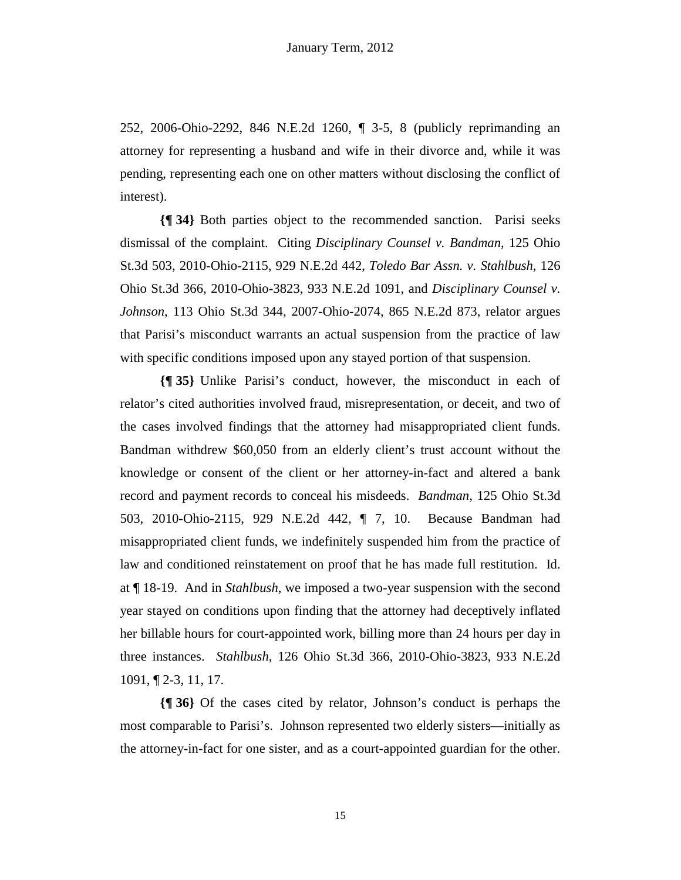252, 2006-Ohio-2292, 846 N.E.2d 1260, ¶ 3-5, 8 (publicly reprimanding an attorney for representing a husband and wife in their divorce and, while it was pending, representing each one on other matters without disclosing the conflict of interest).

**{¶ 34}** Both parties object to the recommended sanction. Parisi seeks dismissal of the complaint. Citing *Disciplinary Counsel v. Bandman*, 125 Ohio St.3d 503, 2010-Ohio-2115, 929 N.E.2d 442, *Toledo Bar Assn. v. Stahlbush*, 126 Ohio St.3d 366, 2010-Ohio-3823, 933 N.E.2d 1091, and *Disciplinary Counsel v. Johnson*, 113 Ohio St.3d 344, 2007-Ohio-2074, 865 N.E.2d 873, relator argues that Parisi's misconduct warrants an actual suspension from the practice of law with specific conditions imposed upon any stayed portion of that suspension.

**{¶ 35}** Unlike Parisi's conduct, however, the misconduct in each of relator's cited authorities involved fraud, misrepresentation, or deceit, and two of the cases involved findings that the attorney had misappropriated client funds. Bandman withdrew $60,050 from an elderly client's trust account without the knowledge or consent of the client or her attorney-in-fact and altered a bank record and payment records to conceal his misdeeds. *Bandman*, 125 Ohio St.3d 503, 2010-Ohio-2115, 929 N.E.2d 442, ¶ 7, 10. Because Bandman had misappropriated client funds, we indefinitely suspended him from the practice of law and conditioned reinstatement on proof that he has made full restitution. Id. at ¶ 18-19. And in *Stahlbush*, we imposed a two-year suspension with the second year stayed on conditions upon finding that the attorney had deceptively inflated her billable hours for court-appointed work, billing more than 24 hours per day in three instances. *Stahlbush*, 126 Ohio St.3d 366, 2010-Ohio-3823, 933 N.E.2d 1091, ¶ 2-3, 11, 17.

**{¶ 36}** Of the cases cited by relator, Johnson's conduct is perhaps the most comparable to Parisi's. Johnson represented two elderly sisters—initially as the attorney-in-fact for one sister, and as a court-appointed guardian for the other.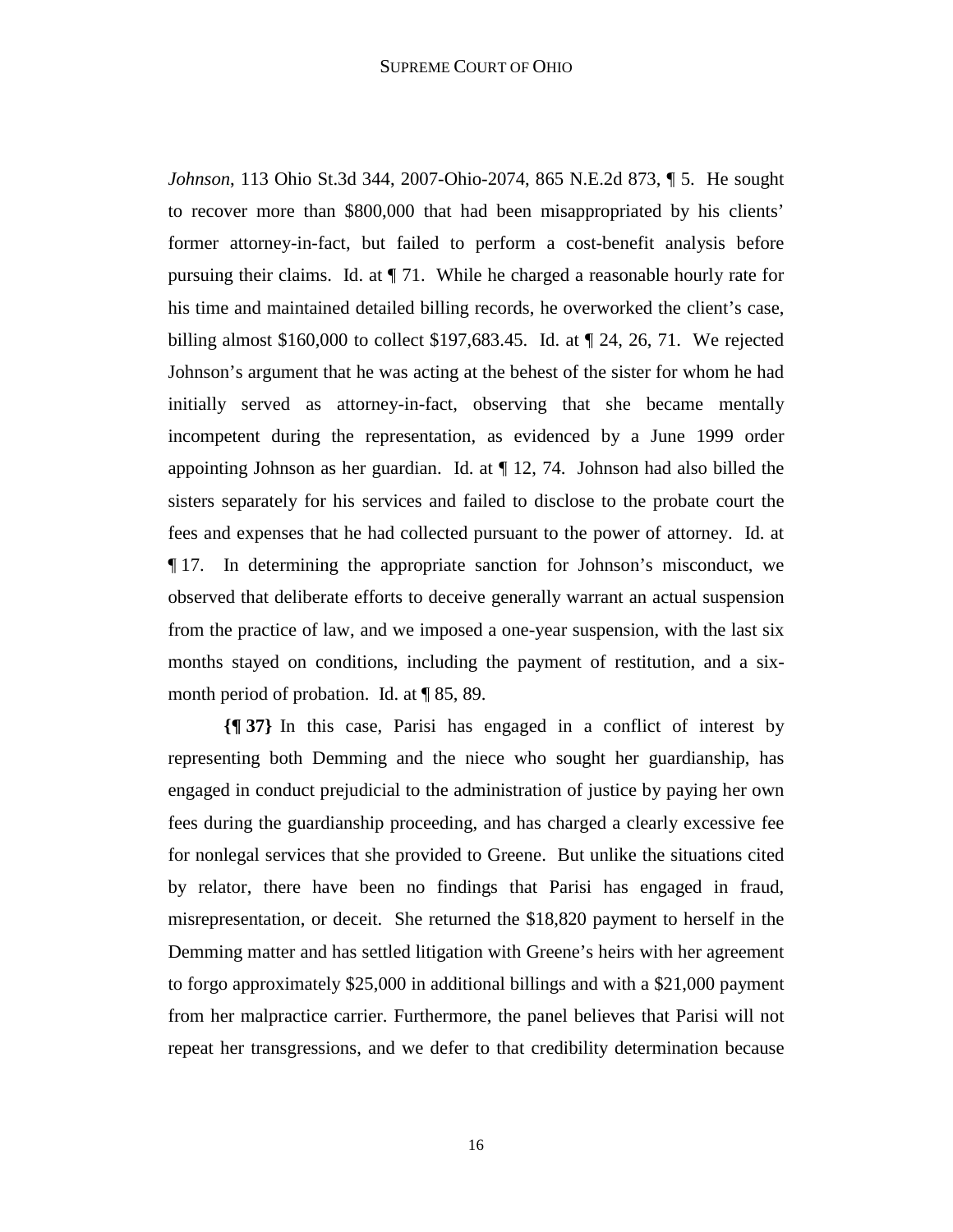*Johnson*, 113 Ohio St.3d 344, 2007-Ohio-2074, 865 N.E.2d 873, ¶ 5. He sought to recover more than $800,000 that had been misappropriated by his clients' former attorney-in-fact, but failed to perform a cost-benefit analysis before pursuing their claims. Id. at ¶ 71. While he charged a reasonable hourly rate for his time and maintained detailed billing records, he overworked the client's case, billing almost $160,000 to collect $197,683.45. Id. at ¶ 24, 26, 71. We rejected Johnson's argument that he was acting at the behest of the sister for whom he had initially served as attorney-in-fact, observing that she became mentally incompetent during the representation, as evidenced by a June 1999 order appointing Johnson as her guardian. Id. at ¶ 12, 74. Johnson had also billed the sisters separately for his services and failed to disclose to the probate court the fees and expenses that he had collected pursuant to the power of attorney. Id. at ¶ 17. In determining the appropriate sanction for Johnson's misconduct, we observed that deliberate efforts to deceive generally warrant an actual suspension from the practice of law, and we imposed a one-year suspension, with the last six months stayed on conditions, including the payment of restitution, and a six-month period of probation. Id. at ¶ 85, 89.

**{¶ 37}** In this case, Parisi has engaged in a conflict of interest by representing both Demming and the niece who sought her guardianship, has engaged in conduct prejudicial to the administration of justice by paying her own fees during the guardianship proceeding, and has charged a clearly excessive fee for nonlegal services that she provided to Greene. But unlike the situations cited by relator, there have been no findings that Parisi has engaged in fraud, misrepresentation, or deceit. She returned the $18,820 payment to herself in the Demming matter and has settled litigation with Greene's heirs with her agreement to forgo approximately $25,000 in additional billings and with a $21,000 payment from her malpractice carrier. Furthermore, the panel believes that Parisi will not repeat her transgressions, and we defer to that credibility determination because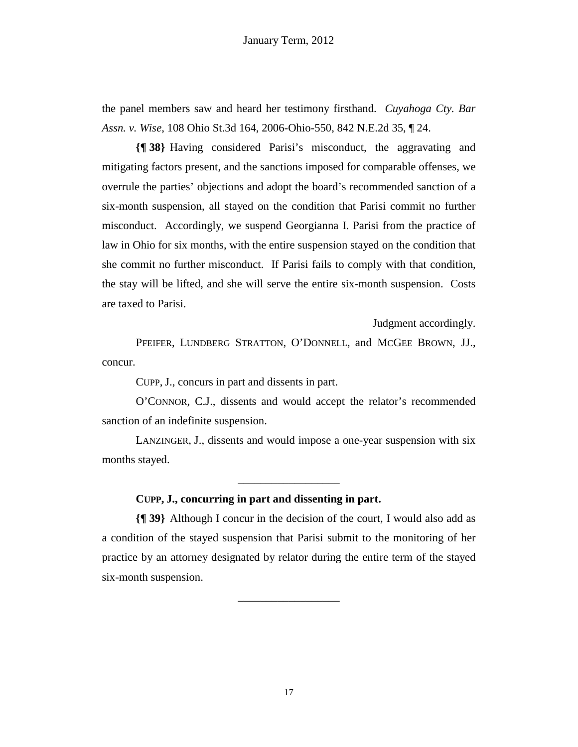the panel members saw and heard her testimony firsthand. *Cuyahoga Cty. Bar Assn. v. Wise*, 108 Ohio St.3d 164, 2006-Ohio-550, 842 N.E.2d 35, ¶ 24.

**{¶ 38}** Having considered Parisi's misconduct, the aggravating and mitigating factors present, and the sanctions imposed for comparable offenses, we overrule the parties' objections and adopt the board's recommended sanction of a six-month suspension, all stayed on the condition that Parisi commit no further misconduct. Accordingly, we suspend Georgianna I. Parisi from the practice of law in Ohio for six months, with the entire suspension stayed on the condition that she commit no further misconduct. If Parisi fails to comply with that condition, the stay will be lifted, and she will serve the entire six-month suspension. Costs are taxed to Parisi.

Judgment accordingly.

PFEIFER, LUNDBERG STRATTON, O'DONNELL, and MCGEE BROWN, JJ., concur.

CUPP, J., concurs in part and dissents in part.

O'CONNOR, C.J., dissents and would accept the relator's recommended sanction of an indefinite suspension.

LANZINGER, J., dissents and would impose a one-year suspension with six months stayed.

---

**CUPP, J., concurring in part and dissenting in part.**

**{¶ 39}** Although I concur in the decision of the court, I would also add as a condition of the stayed suspension that Parisi submit to the monitoring of her practice by an attorney designated by relator during the entire term of the stayed six-month suspension.

---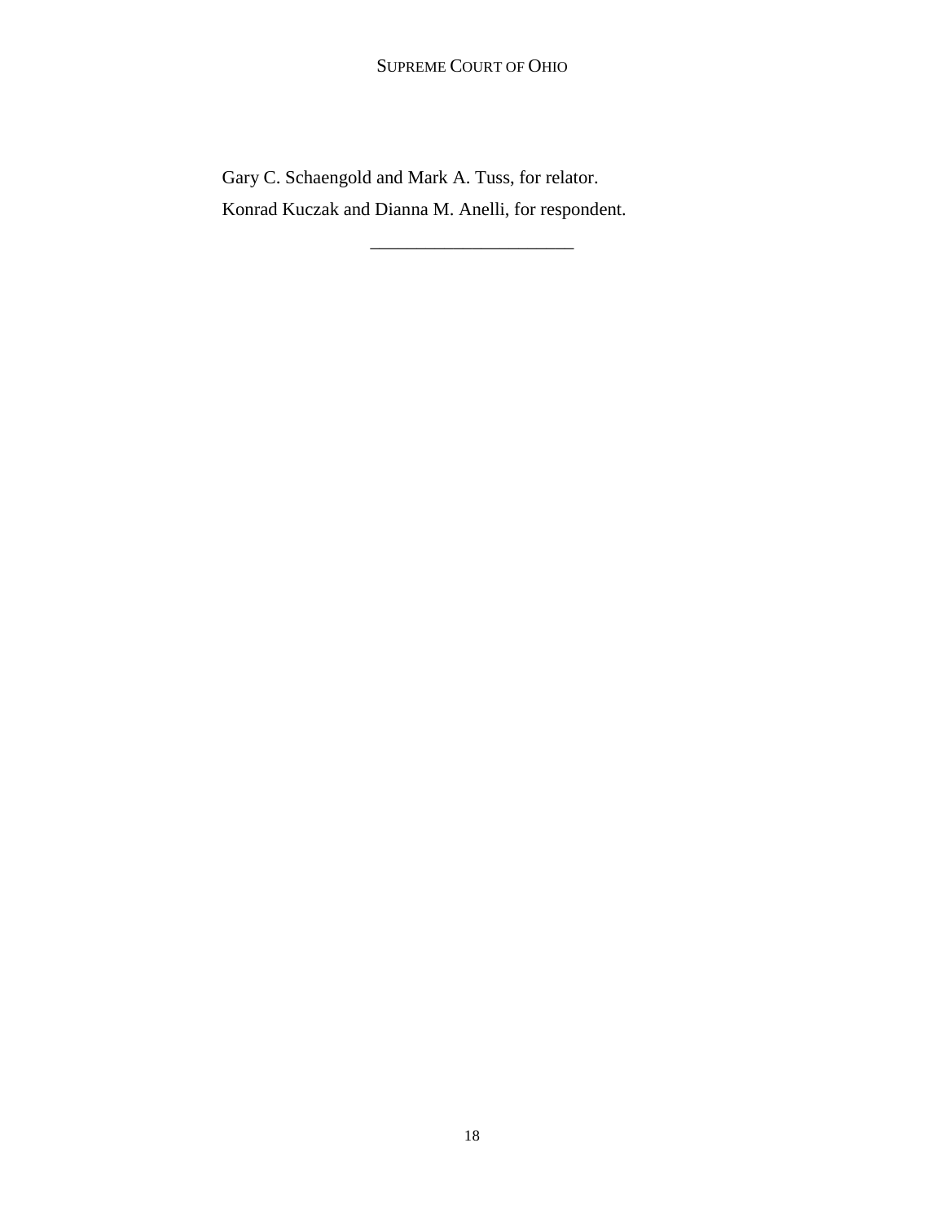Gary C. Schaengold and Mark A. Tuss, for relator.

Konrad Kuczak and Dianna M. Anelli, for respondent.

\_\_\_\_\_\_\_\_\_\_\_\_\_\_\_\_\_\_\_\_\_\_